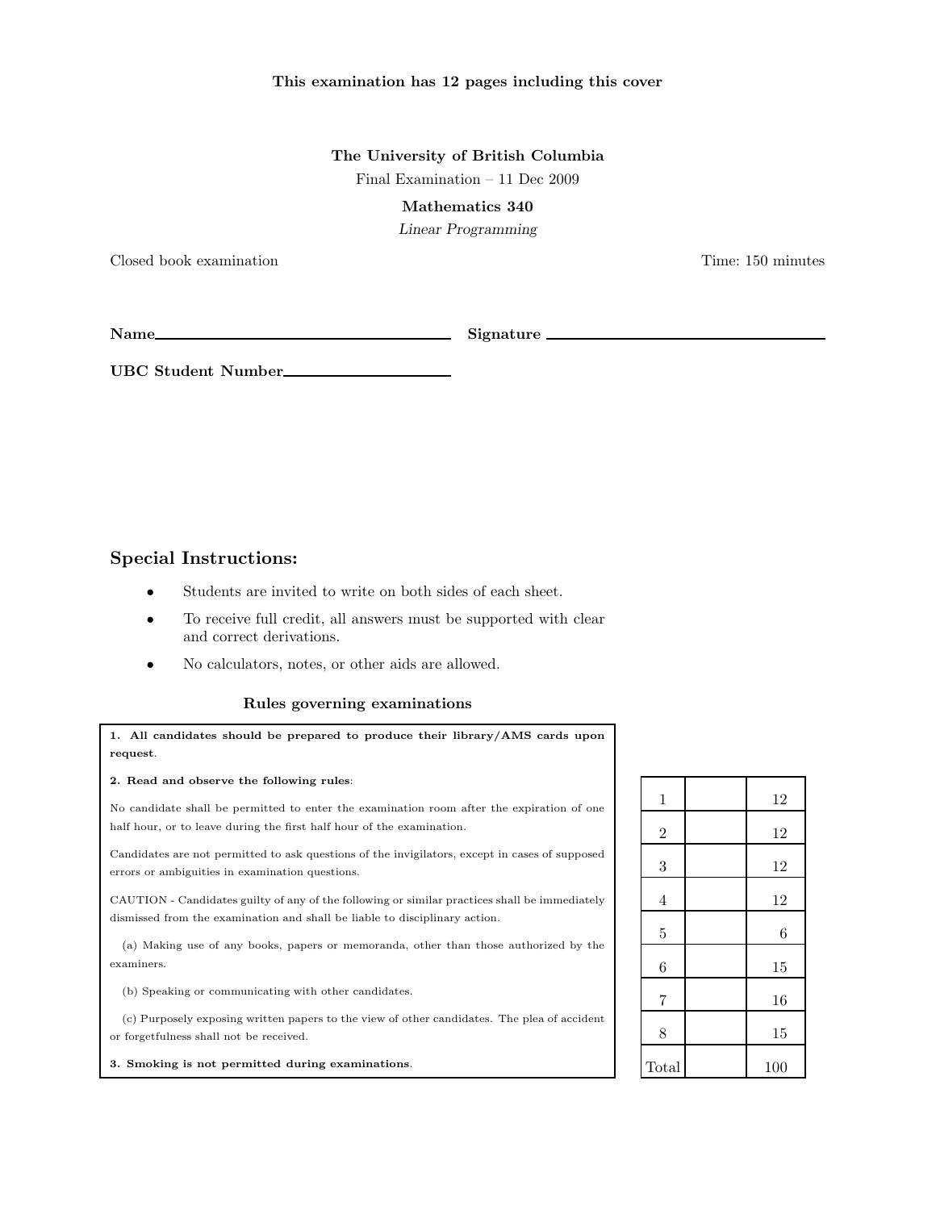**This examination has 12 pages including this cover**

**The University of British Columbia**

Final Examination – 11 Dec 2009

**Mathematics 340**

*Linear Programming*

Closed book examination

Time: 150 minutes

**Name**\_\_\_\_\_\_\_\_\_\_\_\_\_\_\_\_\_\_\_\_\_\_\_\_\_\_\_\_\_\_ **Signature** \_\_\_\_\_\_\_\_\_\_\_\_\_\_\_\_\_\_\_\_\_\_\_\_\_\_\_\_\_\_

**UBC Student Number**\_\_\_\_\_\_\_\_\_\_\_\_\_\_\_\_\_\_\_\_

## Special Instructions:

- Students are invited to write on both sides of each sheet.
- To receive full credit, all answers must be supported with clear and correct derivations.
- No calculators, notes, or other aids are allowed.

### Rules governing examinations

**1. All candidates should be prepared to produce their library/AMS cards upon request.**

**2. Read and observe the following rules:**

No candidate shall be permitted to enter the examination room after the expiration of one half hour, or to leave during the first half hour of the examination.

Candidates are not permitted to ask questions of the invigilators, except in cases of supposed errors or ambiguities in examination questions.

CAUTION - Candidates guilty of any of the following or similar practices shall be immediately dismissed from the examination and shall be liable to disciplinary action.

(a) Making use of any books, papers or memoranda, other than those authorized by the examiners.

(b) Speaking or communicating with other candidates.

(c) Purposely exposing written papers to the view of other candidates. The plea of accident or forgetfulness shall not be received.

**3. Smoking is not permitted during examinations.**

| | | |
|---|---|---|
| 1 | | 12 |
| 2 | | 12 |
| 3 | | 12 |
| 4 | | 12 |
| 5 | | 6 |
| 6 | | 15 |
| 7 | | 16 |
| 8 | | 15 |
| Total | | 100 |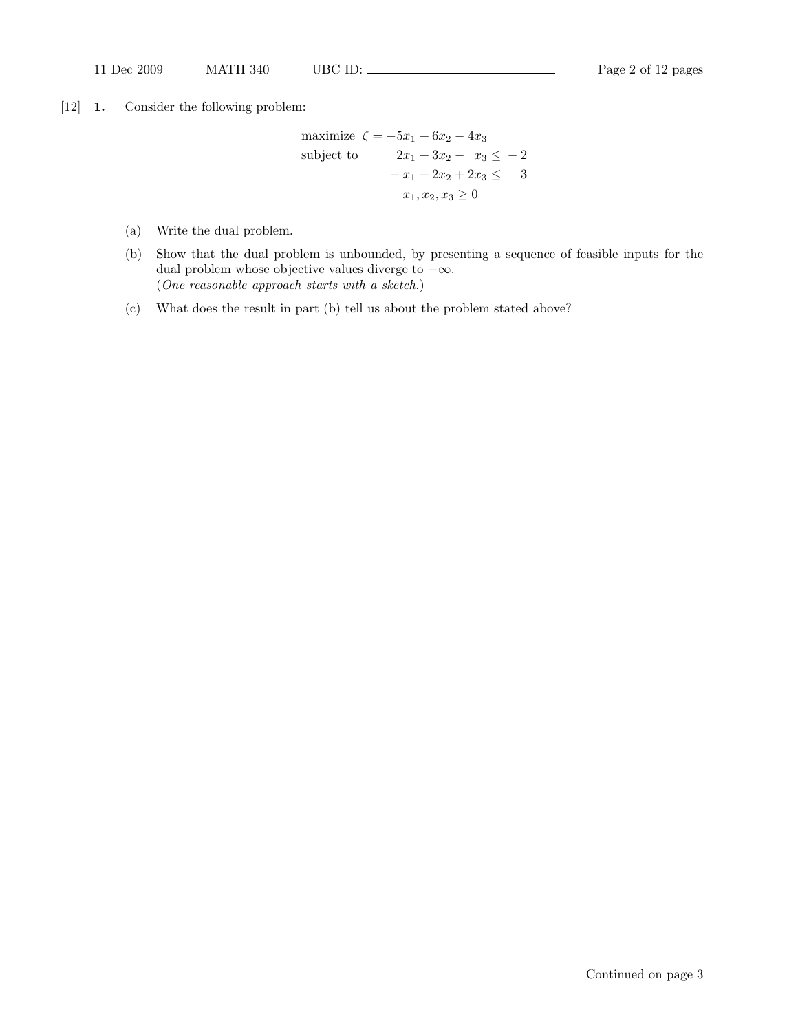[12] **1.** Consider the following problem:

$$
\begin{array}{ll}
\text{maximize} & \zeta = -5x_1 + 6x_2 - 4x_3 \\
\text{subject to} & 2x_1 + 3x_2 - x_3 \le -2 \\
& -x_1 + 2x_2 + 2x_3 \le 3 \\
& x_1, x_2, x_3 \ge 0
\end{array}
$$

(a) Write the dual problem.

(b) Show that the dual problem is unbounded, by presenting a sequence of feasible inputs for the dual problem whose objective values diverge to $-\infty$.
(*One reasonable approach starts with a sketch.*)

(c) What does the result in part (b) tell us about the problem stated above?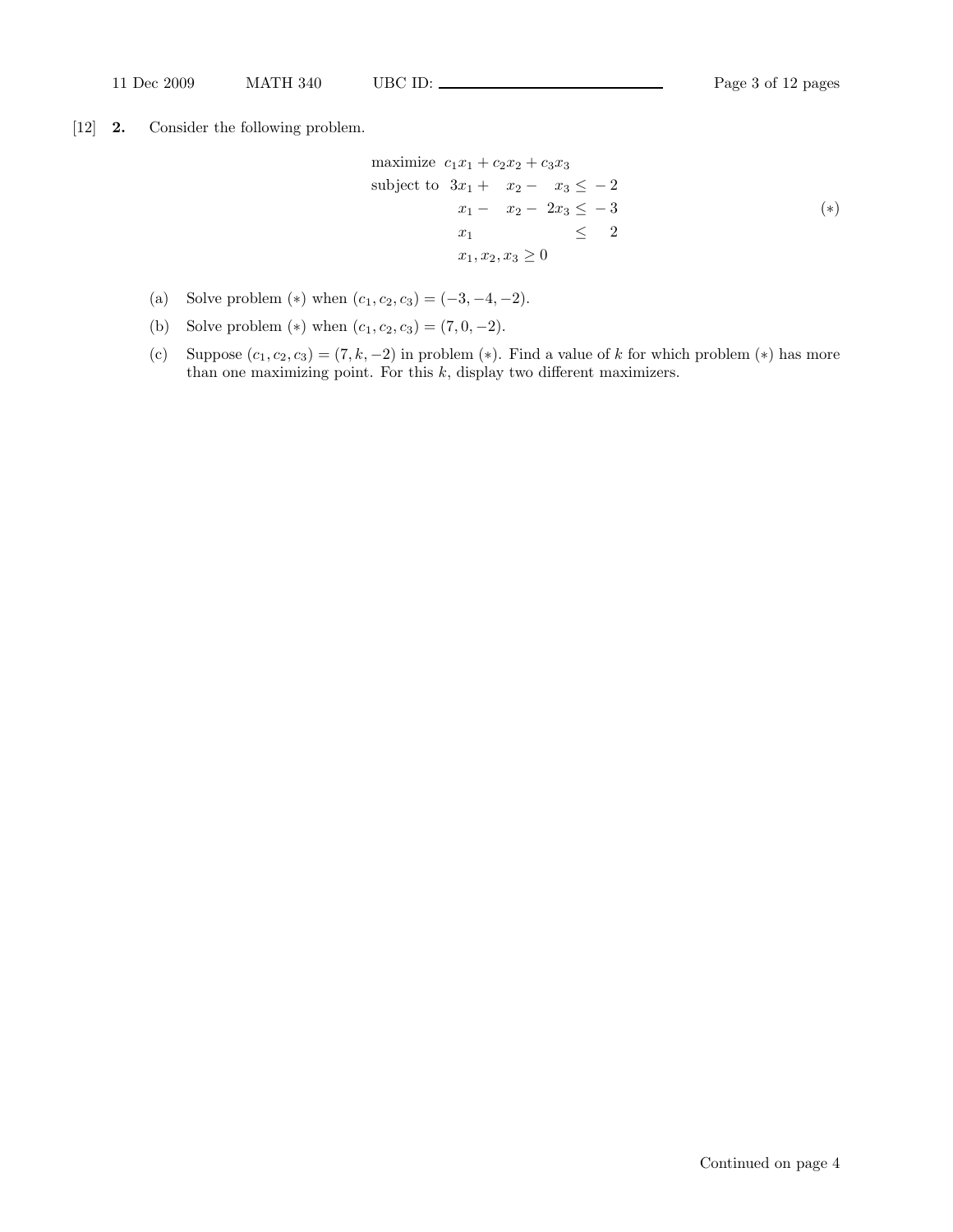[12] **2.** Consider the following problem.

$$
\begin{array}{lrrrrl}
\text{maximize} & c_1x_1 + c_2x_2 + c_3x_3 \\
\text{subject to} & 3x_1 + x_2 - x_3 & \leq & -2 \\
& x_1 - x_2 - 2x_3 & \leq & -3 \\
& x_1 & \leq & 2 \\
& x_1, x_2, x_3 \geq 0
\end{array}
\qquad (*)
$$

(a) Solve problem $(*)$ when $(c_1, c_2, c_3) = (-3, -4, -2)$.

(b) Solve problem $(*)$ when $(c_1, c_2, c_3) = (7, 0, -2)$.

(c) Suppose $(c_1, c_2, c_3) = (7, k, -2)$ in problem $(*)$. Find a value of $k$ for which problem $(*)$ has more than one maximizing point. For this $k$, display two different maximizers.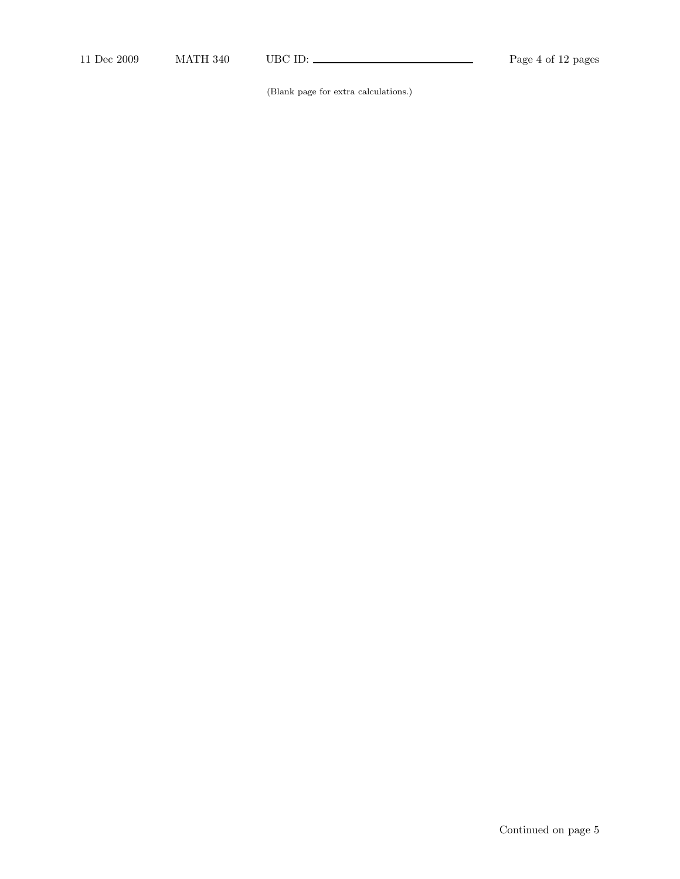(Blank page for extra calculations.)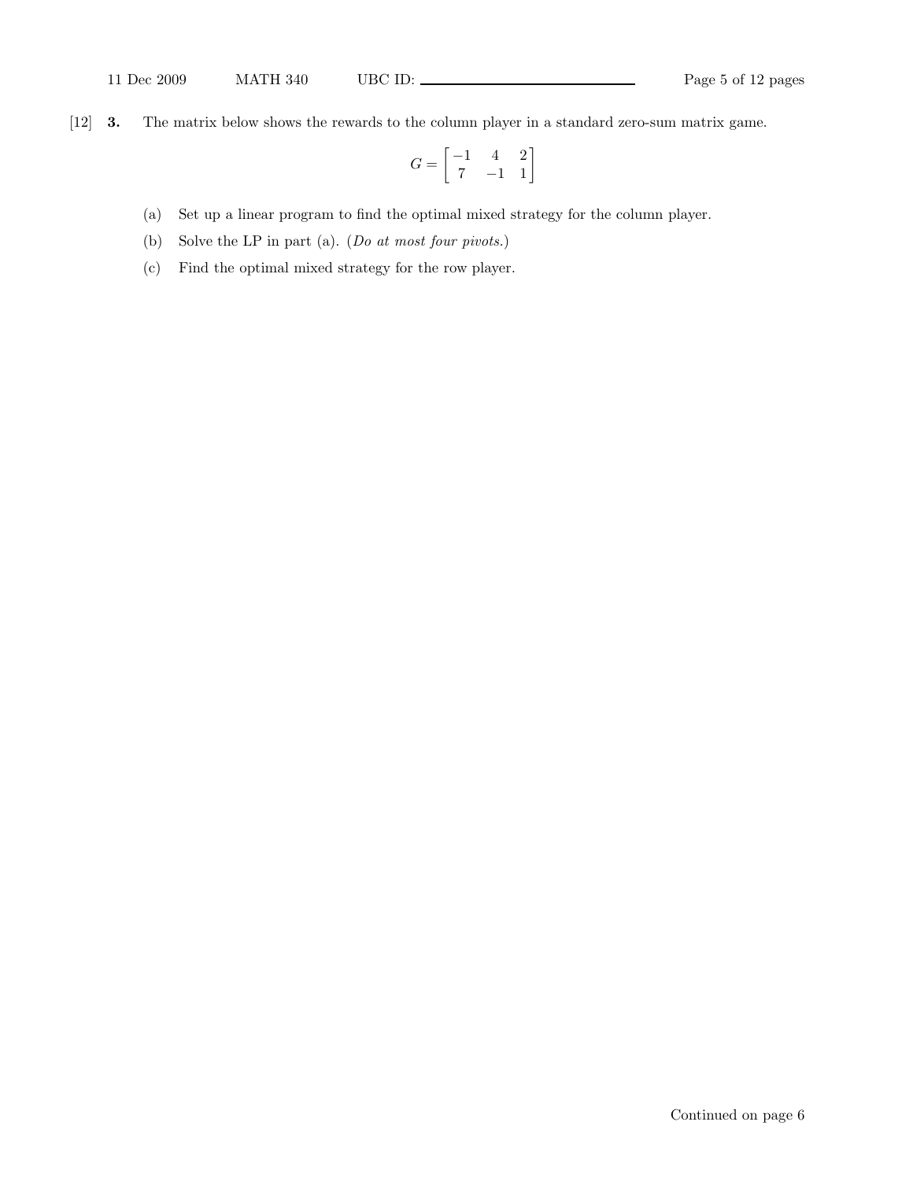[12] **3.** The matrix below shows the rewards to the column player in a standard zero-sum matrix game.

$$G = \begin{bmatrix} -1 & 4 & 2 \\ 7 & -1 & 1 \end{bmatrix}$$

(a) Set up a linear program to find the optimal mixed strategy for the column player.

(b) Solve the LP in part (a). (*Do at most four pivots.*)

(c) Find the optimal mixed strategy for the row player.

Continued on page 6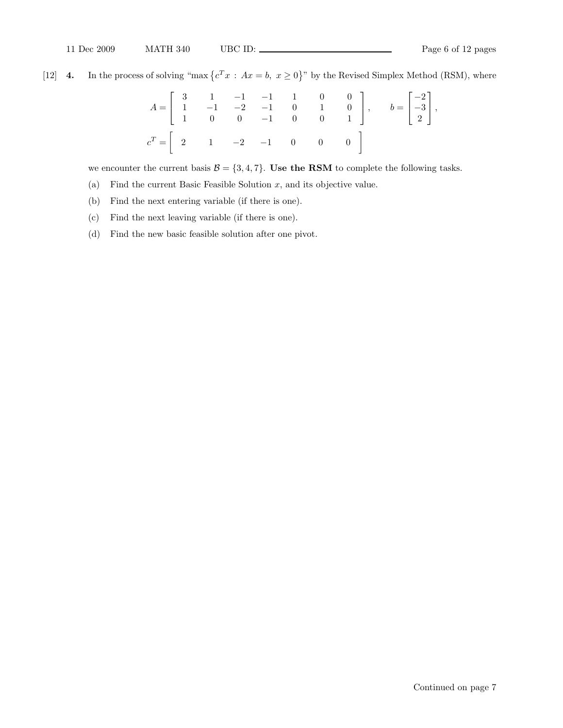[12] **4.** In the process of solving "$\max \{c^T x : Ax = b, \ x \geq 0\}$" by the Revised Simplex Method (RSM), where

$$A = \begin{bmatrix} 3 & 1 & -1 & -1 & 1 & 0 & 0 \\ 1 & -1 & -2 & -1 & 0 & 1 & 0 \\ 1 & 0 & 0 & -1 & 0 & 0 & 1 \end{bmatrix}, \qquad b = \begin{bmatrix} -2 \\ -3 \\ 2 \end{bmatrix},$$

$$c^T = \begin{bmatrix} 2 & 1 & -2 & -1 & 0 & 0 & 0 \end{bmatrix}$$

we encounter the current basis $\mathcal{B} = \{3, 4, 7\}$. **Use the RSM** to complete the following tasks.

(a) Find the current Basic Feasible Solution $x$, and its objective value.

(b) Find the next entering variable (if there is one).

(c) Find the next leaving variable (if there is one).

(d) Find the new basic feasible solution after one pivot.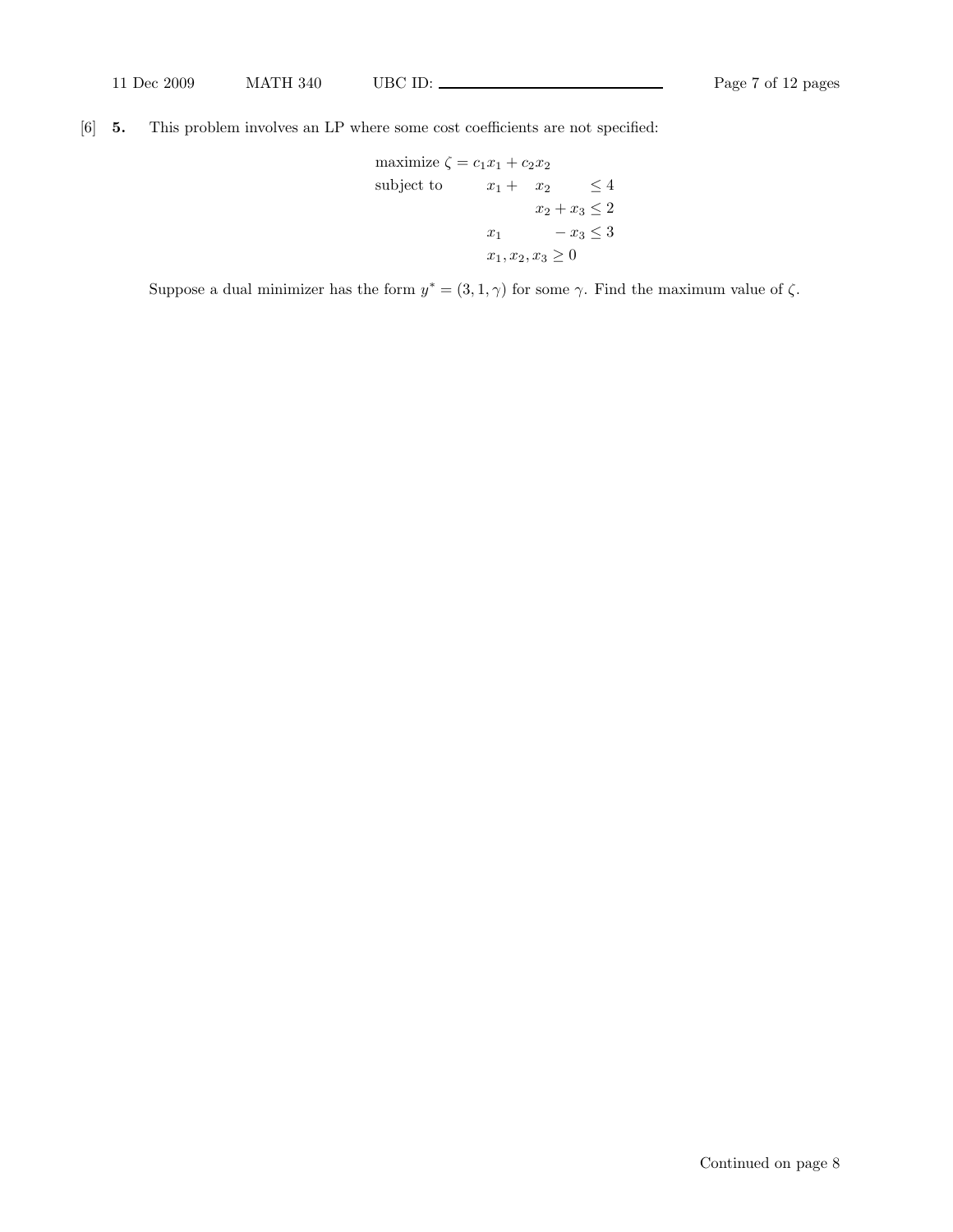[6] **5.** This problem involves an LP where some cost coefficients are not specified:

$$
\begin{aligned}
\text{maximize } \zeta = c_1 x_1 + c_2 x_2 & \\
\text{subject to} \qquad x_1 + \quad x_2 \qquad & \leq 4 \\
x_2 + x_3 & \leq 2 \\
x_1 \qquad - x_3 & \leq 3 \\
x_1, x_2, x_3 & \geq 0
\end{aligned}
$$

Suppose a dual minimizer has the form $y^* = (3, 1, \gamma)$ for some $\gamma$. Find the maximum value of $\zeta$.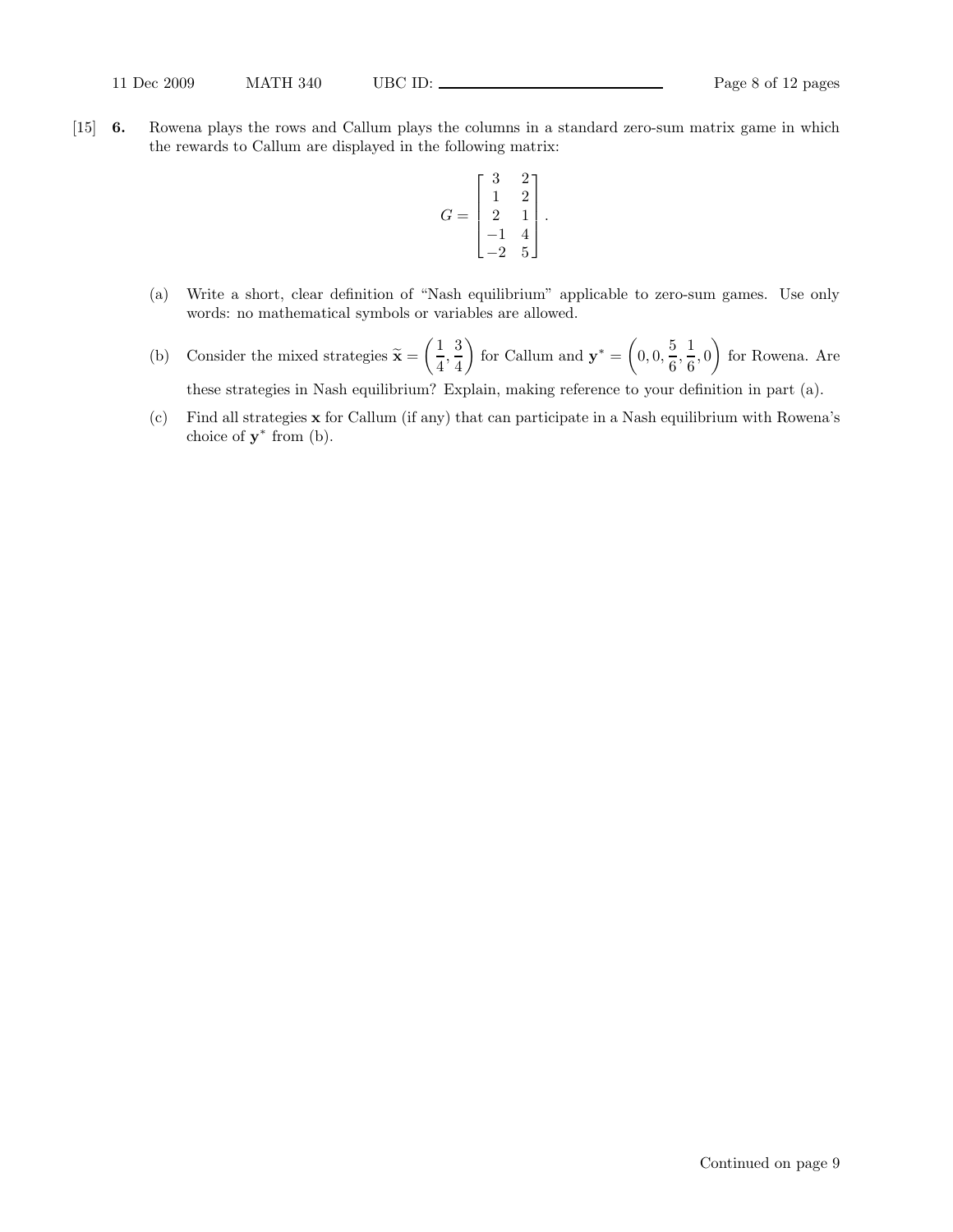[15] **6.** Rowena plays the rows and Callum plays the columns in a standard zero-sum matrix game in which the rewards to Callum are displayed in the following matrix:

$$G = \begin{bmatrix} 3 & 2 \\ 1 & 2 \\ 2 & 1 \\ -1 & 4 \\ -2 & 5 \end{bmatrix}.$$

(a) Write a short, clear definition of "Nash equilibrium" applicable to zero-sum games. Use only words: no mathematical symbols or variables are allowed.

(b) Consider the mixed strategies $\widetilde{\mathbf{x}} = \left(\frac{1}{4}, \frac{3}{4}\right)$ for Callum and $\mathbf{y}^* = \left(0, 0, \frac{5}{6}, \frac{1}{6}, 0\right)$ for Rowena. Are these strategies in Nash equilibrium? Explain, making reference to your definition in part (a).

(c) Find all strategies $\mathbf{x}$ for Callum (if any) that can participate in a Nash equilibrium with Rowena's choice of $\mathbf{y}^*$ from (b).

Continued on page 9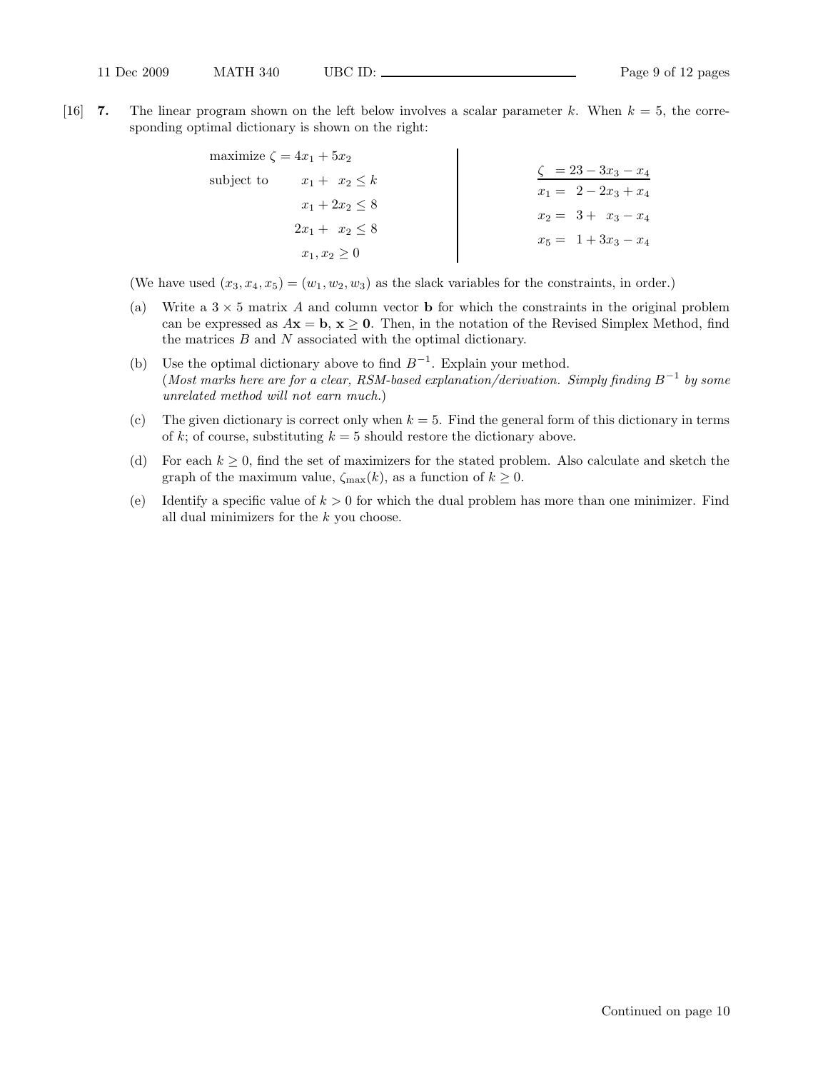[16] **7.** The linear program shown on the left below involves a scalar parameter $k$. When $k = 5$, the corresponding optimal dictionary is shown on the right:

$$
\begin{array}{ll}
\text{maximize } \zeta = 4x_1 + 5x_2 & \\
\text{subject to} \quad x_1 + \ x_2 \leq k & \\
\qquad\qquad\quad x_1 + 2x_2 \leq 8 & \\
\qquad\qquad\quad 2x_1 + \ x_2 \leq 8 & \\
\qquad\qquad\quad x_1, x_2 \geq 0 &
\end{array}
\qquad\qquad
\begin{array}{rcl}
\zeta & = & 23 - 3x_3 - x_4 \\
\hline
x_1 & = & 2 - 2x_3 + x_4 \\
x_2 & = & 3 + \ x_3 - x_4 \\
x_5 & = & 1 + 3x_3 - x_4
\end{array}
$$

(We have used $(x_3, x_4, x_5) = (w_1, w_2, w_3)$ as the slack variables for the constraints, in order.)

(a) Write a $3 \times 5$ matrix $A$ and column vector $\mathbf{b}$ for which the constraints in the original problem can be expressed as $A\mathbf{x} = \mathbf{b}$, $\mathbf{x} \geq \mathbf{0}$. Then, in the notation of the Revised Simplex Method, find the matrices $B$ and $N$ associated with the optimal dictionary.

(b) Use the optimal dictionary above to find $B^{-1}$. Explain your method.
(*Most marks here are for a clear, RSM-based explanation/derivation. Simply finding $B^{-1}$ by some unrelated method will not earn much.*)

(c) The given dictionary is correct only when $k = 5$. Find the general form of this dictionary in terms of $k$; of course, substituting $k = 5$ should restore the dictionary above.

(d) For each $k \geq 0$, find the set of maximizers for the stated problem. Also calculate and sketch the graph of the maximum value, $\zeta_{\max}(k)$, as a function of $k \geq 0$.

(e) Identify a specific value of $k > 0$ for which the dual problem has more than one minimizer. Find all dual minimizers for the $k$ you choose.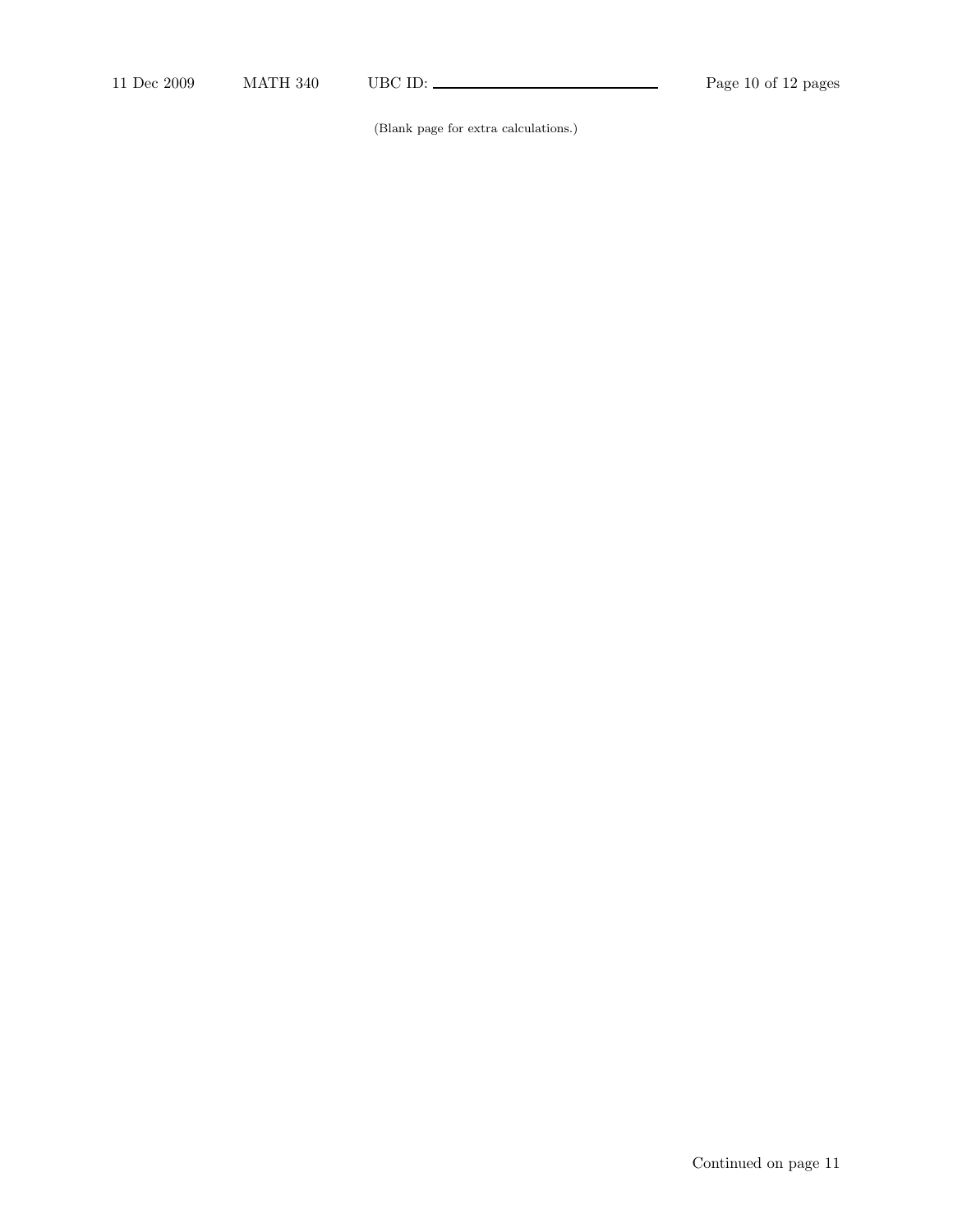(Blank page for extra calculations.)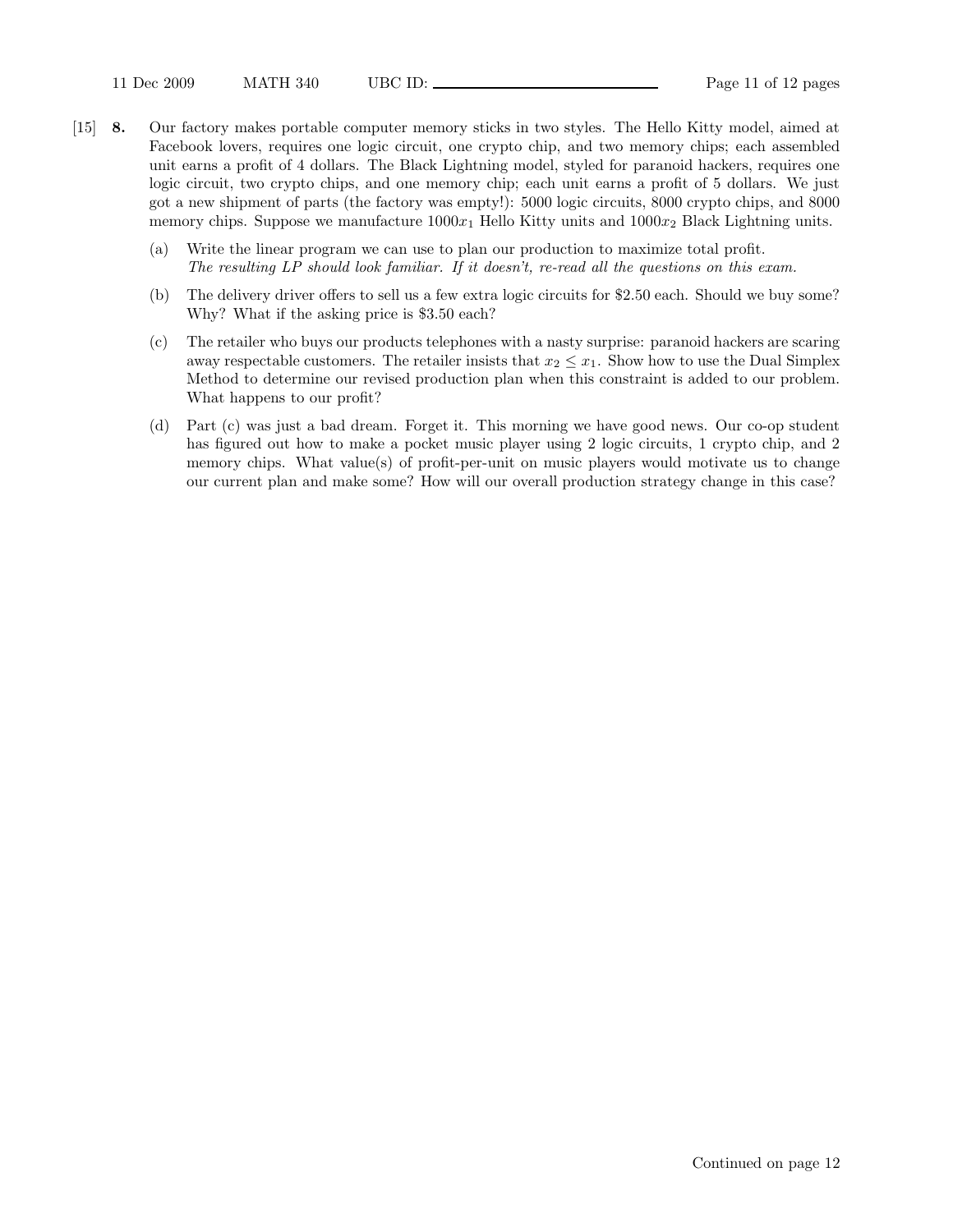[15] **8.** Our factory makes portable computer memory sticks in two styles. The Hello Kitty model, aimed at Facebook lovers, requires one logic circuit, one crypto chip, and two memory chips; each assembled unit earns a profit of 4 dollars. The Black Lightning model, styled for paranoid hackers, requires one logic circuit, two crypto chips, and one memory chip; each unit earns a profit of 5 dollars. We just got a new shipment of parts (the factory was empty!): 5000 logic circuits, 8000 crypto chips, and 8000 memory chips. Suppose we manufacture $1000x_1$ Hello Kitty units and $1000x_2$ Black Lightning units.

(a) Write the linear program we can use to plan our production to maximize total profit.
*The resulting LP should look familiar. If it doesn't, re-read all the questions on this exam.*

(b) The delivery driver offers to sell us a few extra logic circuits for \$2.50 each. Should we buy some? Why? What if the asking price is \$3.50 each?

(c) The retailer who buys our products telephones with a nasty surprise: paranoid hackers are scaring away respectable customers. The retailer insists that $x_2 \leq x_1$. Show how to use the Dual Simplex Method to determine our revised production plan when this constraint is added to our problem. What happens to our profit?

(d) Part (c) was just a bad dream. Forget it. This morning we have good news. Our co-op student has figured out how to make a pocket music player using 2 logic circuits, 1 crypto chip, and 2 memory chips. What value(s) of profit-per-unit on music players would motivate us to change our current plan and make some? How will our overall production strategy change in this case?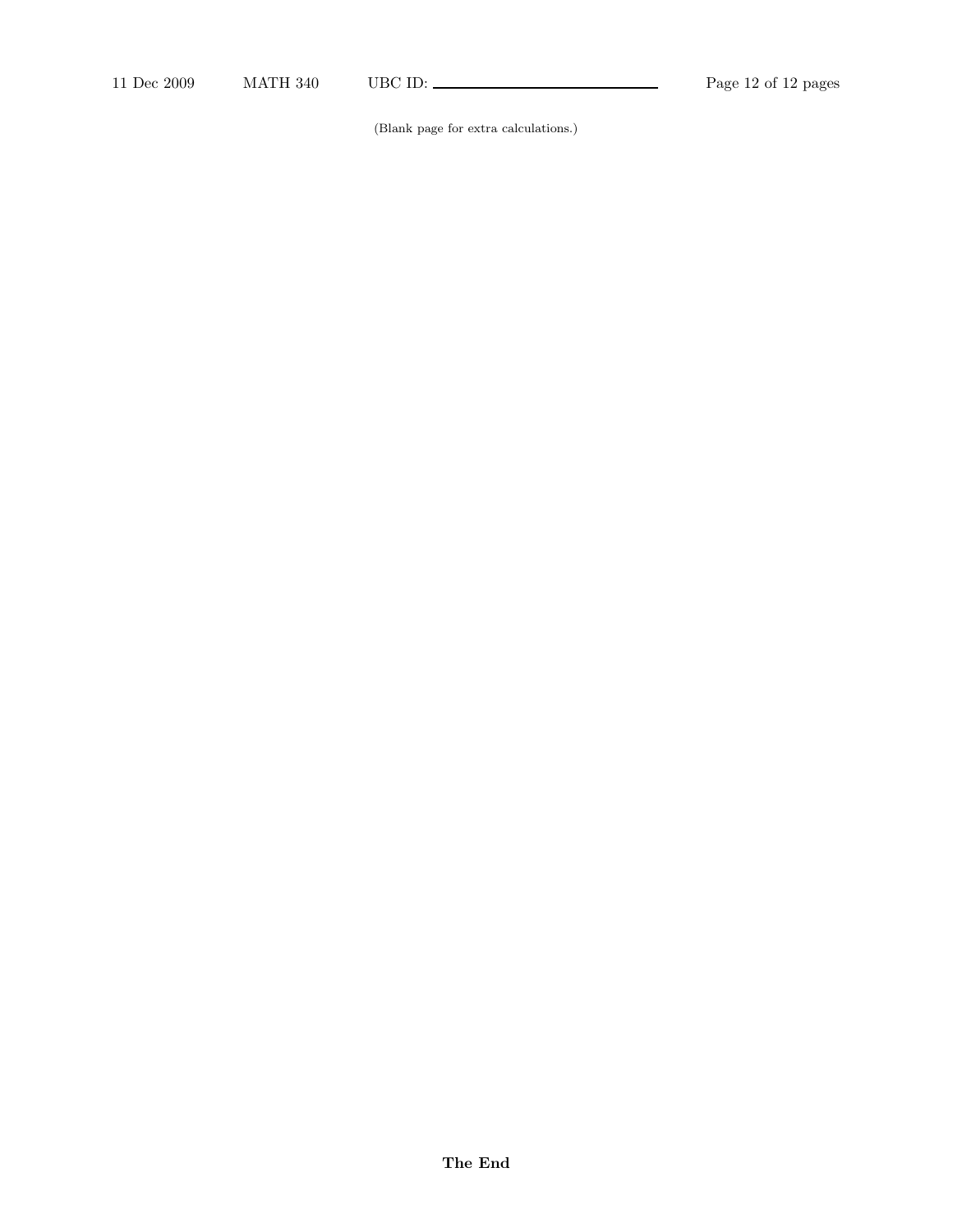(Blank page for extra calculations.)

**The End**